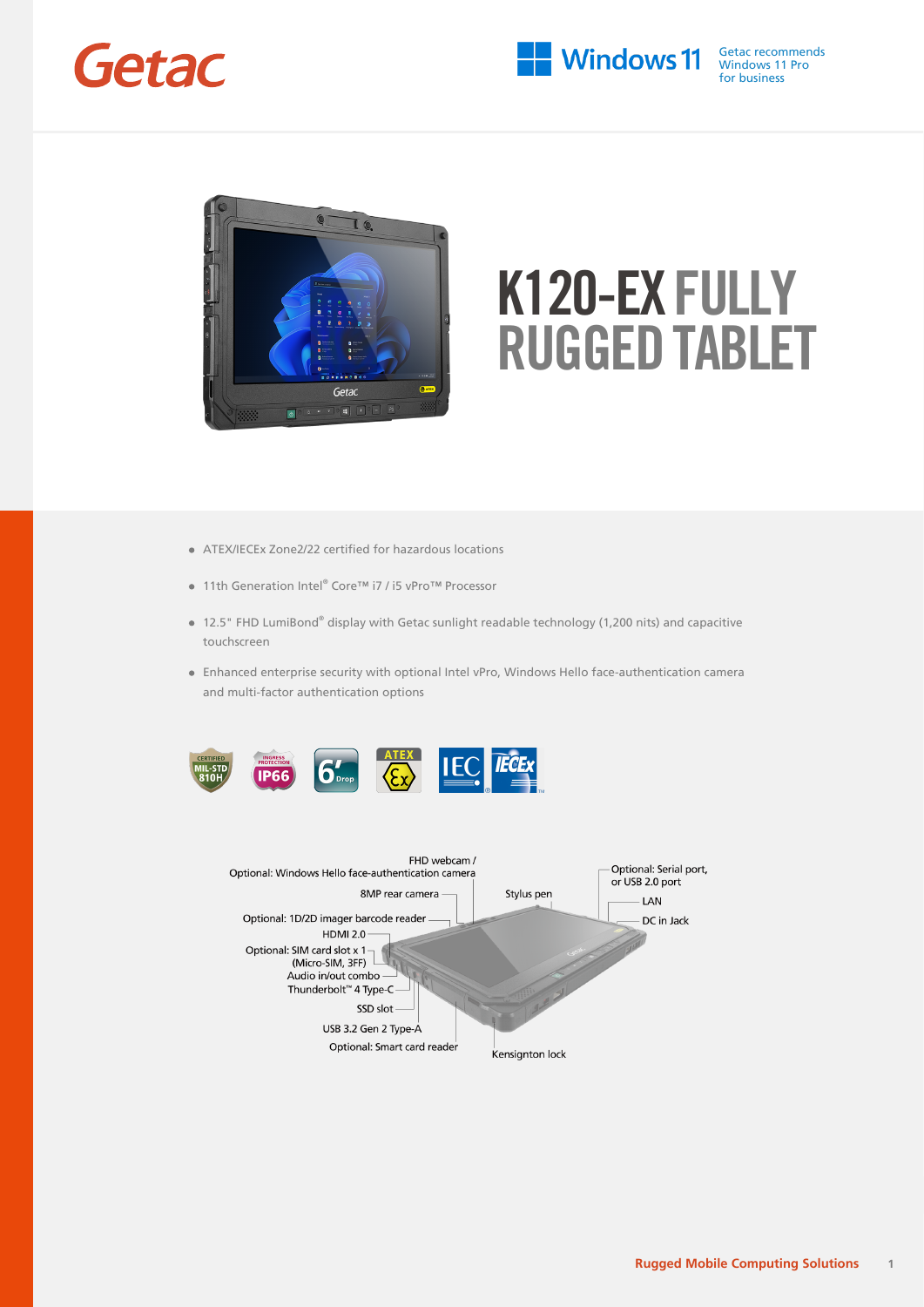Getac

Windows 11 — Getac recommends Windows 11 Pro for business

# K120-EX FULLY RUGGED TABLET

- ATEX/IECEx Zone2/22 certified for hazardous locations
- 11th Generation Intel® Core™ i7 / i5 vPro™ Processor
- 12.5" FHD LumiBond® display with Getac sunlight readable technology (1,200 nits) and capacitive touchscreen
- Enhanced enterprise security with optional Intel vPro, Windows Hello face-authentication camera and multi-factor authentication options

CERTIFIED MIL-STD 810H | INGRESS PROTECTION IP66 | 6' Drop | ATEX | IEC | IECEx

FHD webcam / Optional: Windows Hello face-authentication camera

8MP rear camera

Optional: 1D/2D imager barcode reader

HDMI 2.0

Optional: SIM card slot x 1 (Micro-SIM, 3FF)

Audio in/out combo

Thunderbolt™ 4 Type-C

SSD slot

USB 3.2 Gen 2 Type-A

Optional: Smart card reader

Kensington lock

Stylus pen

Optional: Serial port, or USB 2.0 port

LAN

DC in Jack

Rugged Mobile Computing Solutions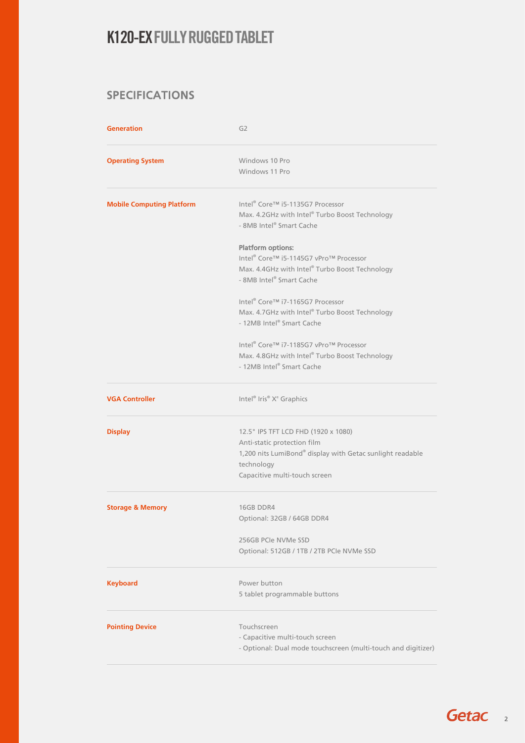# K120-EX FULLY RUGGED TABLET

## SPECIFICATIONS

| | |
|---|---|
| **Generation** | G2 |
| **Operating System** | Windows 10 Pro<br>Windows 11 Pro |
| **Mobile Computing Platform** | Intel® Core™ i5-1135G7 Processor<br>Max. 4.2GHz with Intel® Turbo Boost Technology<br>- 8MB Intel® Smart Cache<br><br>**Platform options:**<br>Intel® Core™ i5-1145G7 vPro™ Processor<br>Max. 4.4GHz with Intel® Turbo Boost Technology<br>- 8MB Intel® Smart Cache<br><br>Intel® Core™ i7-1165G7 Processor<br>Max. 4.7GHz with Intel® Turbo Boost Technology<br>- 12MB Intel® Smart Cache<br><br>Intel® Core™ i7-1185G7 vPro™ Processor<br>Max. 4.8GHz with Intel® Turbo Boost Technology<br>- 12MB Intel® Smart Cache |
| **VGA Controller** | Intel® Iris® Xe Graphics |
| **Display** | 12.5" IPS TFT LCD FHD (1920 x 1080)<br>Anti-static protection film<br>1,200 nits LumiBond® display with Getac sunlight readable technology<br>Capacitive multi-touch screen |
| **Storage & Memory** | 16GB DDR4<br>Optional: 32GB / 64GB DDR4<br><br>256GB PCIe NVMe SSD<br>Optional: 512GB / 1TB / 2TB PCIe NVMe SSD |
| **Keyboard** | Power button<br>5 tablet programmable buttons |
| **Pointing Device** | Touchscreen<br>- Capacitive multi-touch screen<br>- Optional: Dual mode touchscreen (multi-touch and digitizer) |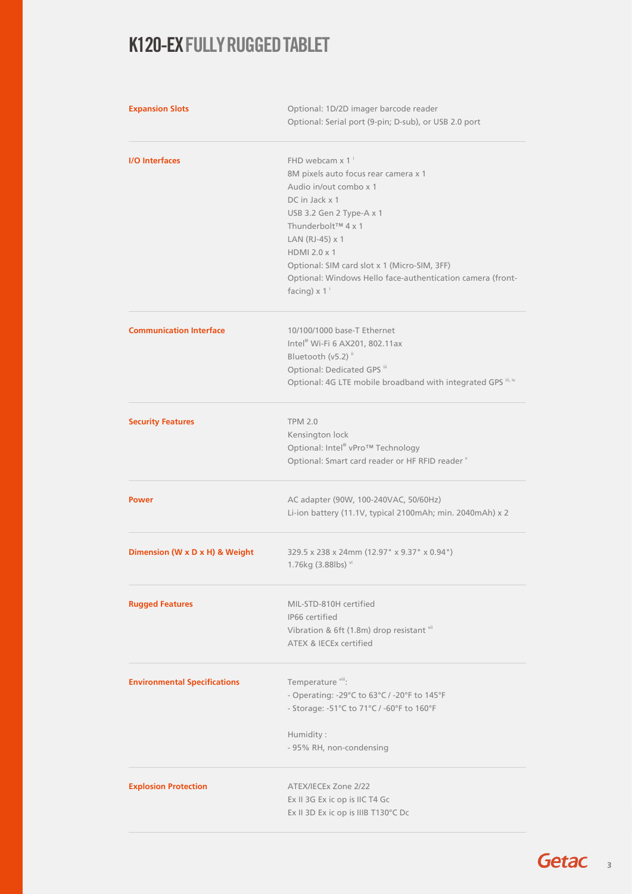# K120-EX FULLY RUGGED TABLET

| | |
|---|---|
| **Expansion Slots** | Optional: 1D/2D imager barcode reader<br>Optional: Serial port (9-pin; D-sub), or USB 2.0 port |
| **I/O Interfaces** | FHD webcam x 1 [i]<br>8M pixels auto focus rear camera x 1<br>Audio in/out combo x 1<br>DC in Jack x 1<br>USB 3.2 Gen 2 Type-A x 1<br>Thunderbolt™ 4 x 1<br>LAN (RJ-45) x 1<br>HDMI 2.0 x 1<br>Optional: SIM card slot x 1 (Micro-SIM, 3FF)<br>Optional: Windows Hello face-authentication camera (front-facing) x 1 [i] |
| **Communication Interface** | 10/100/1000 base-T Ethernet<br>Intel® Wi-Fi 6 AX201, 802.11ax<br>Bluetooth (v5.2) [ii]<br>Optional: Dedicated GPS [iii]<br>Optional: 4G LTE mobile broadband with integrated GPS [iii, iv] |
| **Security Features** | TPM 2.0<br>Kensington lock<br>Optional: Intel® vPro™ Technology<br>Optional: Smart card reader or HF RFID reader [v] |
| **Power** | AC adapter (90W, 100-240VAC, 50/60Hz)<br>Li-ion battery (11.1V, typical 2100mAh; min. 2040mAh) x 2 |
| **Dimension (W x D x H) & Weight** | 329.5 x 238 x 24mm (12.97" x 9.37" x 0.94")<br>1.76kg (3.88lbs) [vi] |
| **Rugged Features** | MIL-STD-810H certified<br>IP66 certified<br>Vibration & 6ft (1.8m) drop resistant [vii]<br>ATEX & IECEx certified |
| **Environmental Specifications** | Temperature [viii]:<br>- Operating: -29°C to 63°C / -20°F to 145°F<br>- Storage: -51°C to 71°C / -60°F to 160°F<br><br>Humidity :<br>- 95% RH, non-condensing |
| **Explosion Protection** | ATEX/IECEx Zone 2/22<br>Ex II 3G Ex ic op is IIC T4 Gc<br>Ex II 3D Ex ic op is IIIB T130°C Dc |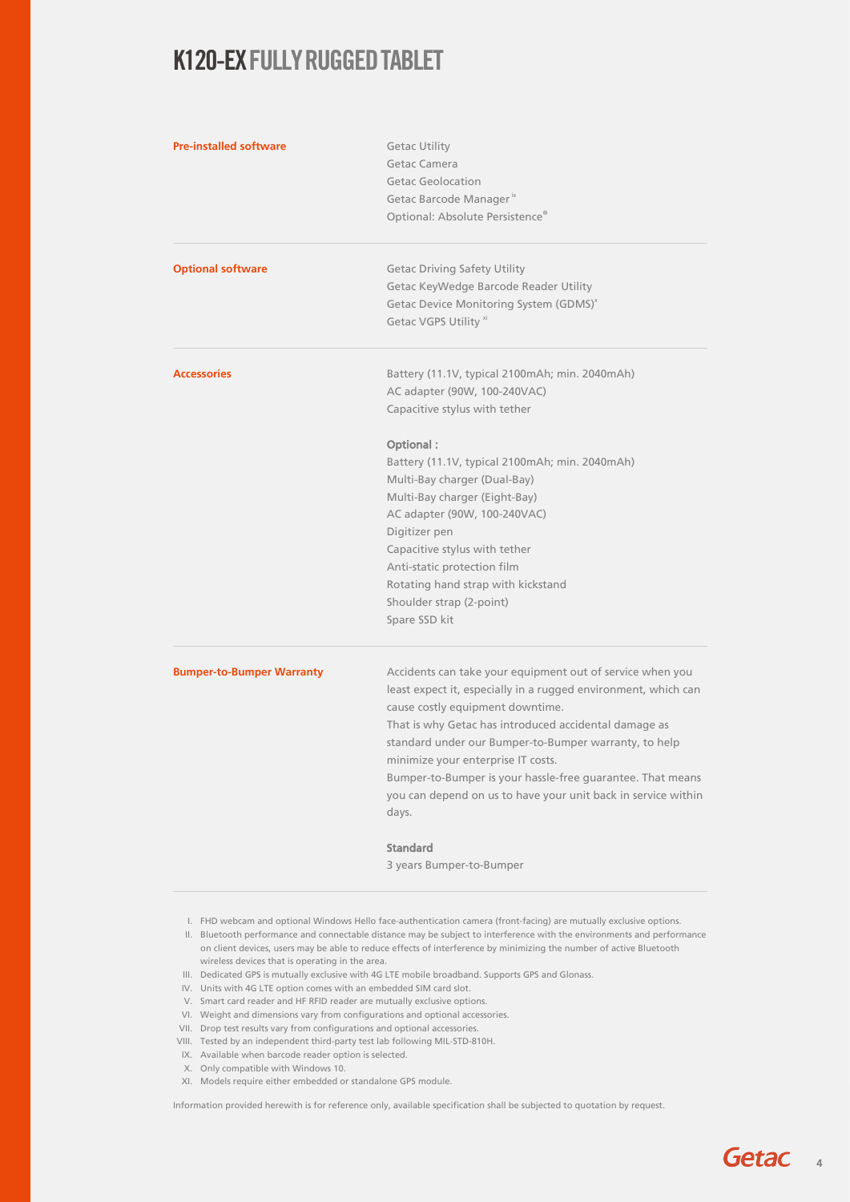# K120-EX FULLY RUGGED TABLET

**Pre-installed software**

Getac Utility
Getac Camera
Getac Geolocation
Getac Barcode Manager [ix]
Optional: Absolute Persistence®

**Optional software**

Getac Driving Safety Utility
Getac KeyWedge Barcode Reader Utility
Getac Device Monitoring System (GDMS)[x]
Getac VGPS Utility [xi]

**Accessories**

Battery (11.1V, typical 2100mAh; min. 2040mAh)
AC adapter (90W, 100-240VAC)
Capacitive stylus with tether

**Optional :**

Battery (11.1V, typical 2100mAh; min. 2040mAh)
Multi-Bay charger (Dual-Bay)
Multi-Bay charger (Eight-Bay)
AC adapter (90W, 100-240VAC)
Digitizer pen
Capacitive stylus with tether
Anti-static protection film
Rotating hand strap with kickstand
Shoulder strap (2-point)
Spare SSD kit

**Bumper-to-Bumper Warranty**

Accidents can take your equipment out of service when you least expect it, especially in a rugged environment, which can cause costly equipment downtime.
That is why Getac has introduced accidental damage as standard under our Bumper-to-Bumper warranty, to help minimize your enterprise IT costs.
Bumper-to-Bumper is your hassle-free guarantee. That means you can depend on us to have your unit back in service within days.

**Standard**

3 years Bumper-to-Bumper

I. FHD webcam and optional Windows Hello face-authentication camera (front-facing) are mutually exclusive options.
II. Bluetooth performance and connectable distance may be subject to interference with the environments and performance on client devices, users may be able to reduce effects of interference by minimizing the number of active Bluetooth wireless devices that is operating in the area.
III. Dedicated GPS is mutually exclusive with 4G LTE mobile broadband. Supports GPS and Glonass.
IV. Units with 4G LTE option comes with an embedded SIM card slot.
V. Smart card reader and HF RFID reader are mutually exclusive options.
VI. Weight and dimensions vary from configurations and optional accessories.
VII. Drop test results vary from configurations and optional accessories.
VIII. Tested by an independent third-party test lab following MIL-STD-810H.
IX. Available when barcode reader option is selected.
X. Only compatible with Windows 10.
XI. Models require either embedded or standalone GPS module.

Information provided herewith is for reference only, available specification shall be subjected to quotation by request.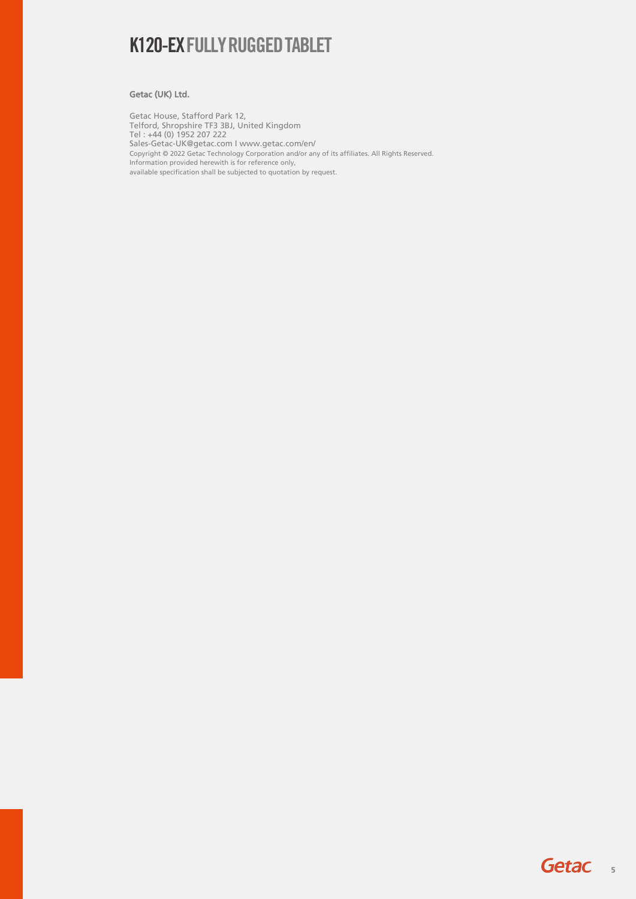# K120-EX FULLY RUGGED TABLET

**Getac (UK) Ltd.**

Getac House, Stafford Park 12,
Telford, Shropshire TF3 3BJ, United Kingdom
Tel : +44 (0) 1952 207 222
Sales-Getac-UK@getac.com I www.getac.com/en/
Copyright © 2022 Getac Technology Corporation and/or any of its affiliates. All Rights Reserved.
Information provided herewith is for reference only,
available specification shall be subjected to quotation by request.